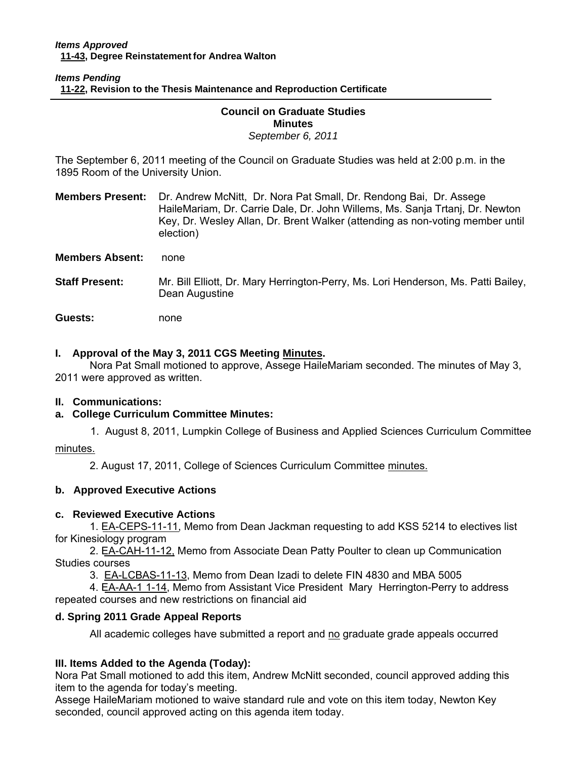*Items Approved*
**11-43, Degree Reinstatement for Andrea Walton**

*Items Pending*
**11-22, Revision to the Thesis Maintenance and Reproduction Certificate**

---

## Council on Graduate Studies
## Minutes
*September 6, 2011*

The September 6, 2011 meeting of the Council on Graduate Studies was held at 2:00 p.m. in the 1895 Room of the University Union.

**Members Present:** Dr. Andrew McNitt, Dr. Nora Pat Small, Dr. Rendong Bai, Dr. Assege HaileMariam, Dr. Carrie Dale, Dr. John Willems, Ms. Sanja Trtanj, Dr. Newton Key, Dr. Wesley Allan, Dr. Brent Walker (attending as non-voting member until election)

**Members Absent:** none

**Staff Present:** Mr. Bill Elliott, Dr. Mary Herrington-Perry, Ms. Lori Henderson, Ms. Patti Bailey, Dean Augustine

**Guests:** none

### I. Approval of the May 3, 2011 CGS Meeting Minutes.

Nora Pat Small motioned to approve, Assege HaileMariam seconded. The minutes of May 3, 2011 were approved as written.

### II. Communications:

#### a. College Curriculum Committee Minutes:

1. August 8, 2011, Lumpkin College of Business and Applied Sciences Curriculum Committee minutes.
2. August 17, 2011, College of Sciences Curriculum Committee minutes.

#### b. Approved Executive Actions

#### c. Reviewed Executive Actions

1. EA-CEPS-11-11, Memo from Dean Jackman requesting to add KSS 5214 to electives list for Kinesiology program
2. EA-CAH-11-12, Memo from Associate Dean Patty Poulter to clean up Communication Studies courses
3. EA-LCBAS-11-13, Memo from Dean Izadi to delete FIN 4830 and MBA 5005
4. EA-AA-1 1-14, Memo from Assistant Vice President Mary Herrington-Perry to address repeated courses and new restrictions on financial aid

#### d. Spring 2011 Grade Appeal Reports

All academic colleges have submitted a report and no graduate grade appeals occurred

### III. Items Added to the Agenda (Today):

Nora Pat Small motioned to add this item, Andrew McNitt seconded, council approved adding this item to the agenda for today's meeting.
Assege HaileMariam motioned to waive standard rule and vote on this item today, Newton Key seconded, council approved acting on this agenda item today.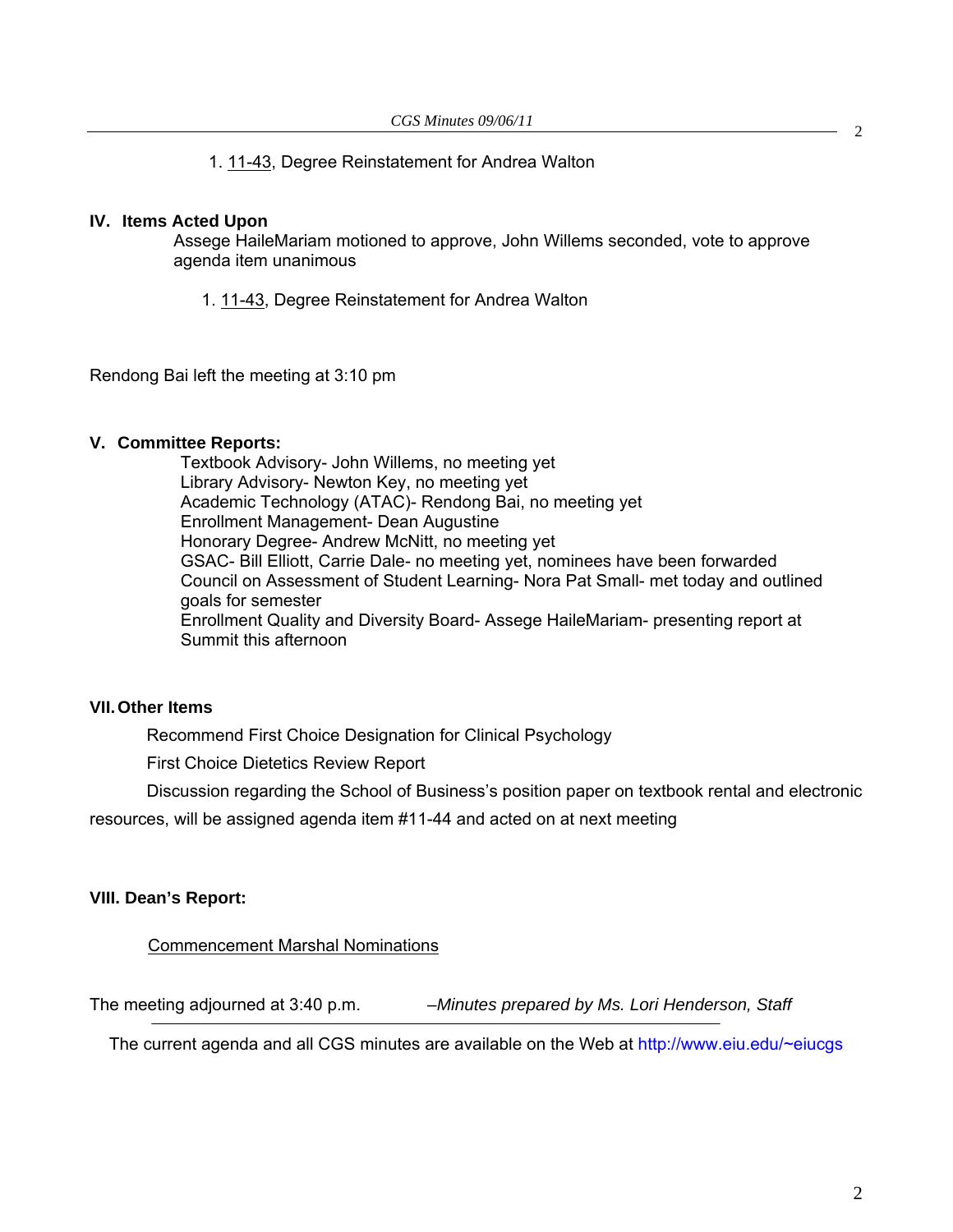1. 11-43, Degree Reinstatement for Andrea Walton

## IV. Items Acted Upon

Assege HaileMariam motioned to approve, John Willems seconded, vote to approve agenda item unanimous

1. 11-43, Degree Reinstatement for Andrea Walton

Rendong Bai left the meeting at 3:10 pm

## V. Committee Reports:

Textbook Advisory- John Willems, no meeting yet
Library Advisory- Newton Key, no meeting yet
Academic Technology (ATAC)- Rendong Bai, no meeting yet
Enrollment Management- Dean Augustine
Honorary Degree- Andrew McNitt, no meeting yet
GSAC- Bill Elliott, Carrie Dale- no meeting yet, nominees have been forwarded
Council on Assessment of Student Learning- Nora Pat Small- met today and outlined goals for semester
Enrollment Quality and Diversity Board- Assege HaileMariam- presenting report at Summit this afternoon

## VII. Other Items

Recommend First Choice Designation for Clinical Psychology

First Choice Dietetics Review Report

Discussion regarding the School of Business's position paper on textbook rental and electronic resources, will be assigned agenda item #11-44 and acted on at next meeting

## VIII. Dean's Report:

Commencement Marshal Nominations

The meeting adjourned at 3:40 p.m. –*Minutes prepared by Ms. Lori Henderson, Staff*

---

The current agenda and all CGS minutes are available on the Web at http://www.eiu.edu/~eiucgs